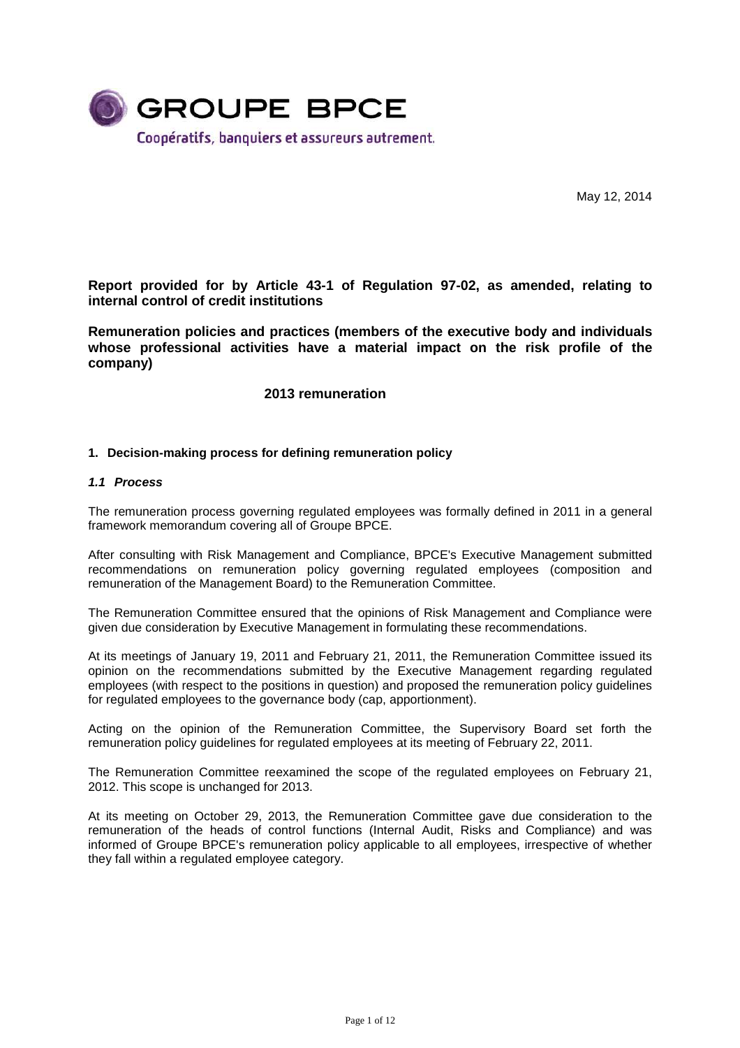**GROUPE BPCE**

Coopératifs, banquiers et assureurs autrement.

May 12, 2014

**Report provided for by Article 43-1 of Regulation 97-02, as amended, relating to internal control of credit institutions**

**Remuneration policies and practices (members of the executive body and individuals whose professional activities have a material impact on the risk profile of the company)**

**2013 remuneration**

## 1. Decision-making process for defining remuneration policy

### *1.1 Process*

The remuneration process governing regulated employees was formally defined in 2011 in a general framework memorandum covering all of Groupe BPCE.

After consulting with Risk Management and Compliance, BPCE's Executive Management submitted recommendations on remuneration policy governing regulated employees (composition and remuneration of the Management Board) to the Remuneration Committee.

The Remuneration Committee ensured that the opinions of Risk Management and Compliance were given due consideration by Executive Management in formulating these recommendations.

At its meetings of January 19, 2011 and February 21, 2011, the Remuneration Committee issued its opinion on the recommendations submitted by the Executive Management regarding regulated employees (with respect to the positions in question) and proposed the remuneration policy guidelines for regulated employees to the governance body (cap, apportionment).

Acting on the opinion of the Remuneration Committee, the Supervisory Board set forth the remuneration policy guidelines for regulated employees at its meeting of February 22, 2011.

The Remuneration Committee reexamined the scope of the regulated employees on February 21, 2012. This scope is unchanged for 2013.

At its meeting on October 29, 2013, the Remuneration Committee gave due consideration to the remuneration of the heads of control functions (Internal Audit, Risks and Compliance) and was informed of Groupe BPCE's remuneration policy applicable to all employees, irrespective of whether they fall within a regulated employee category.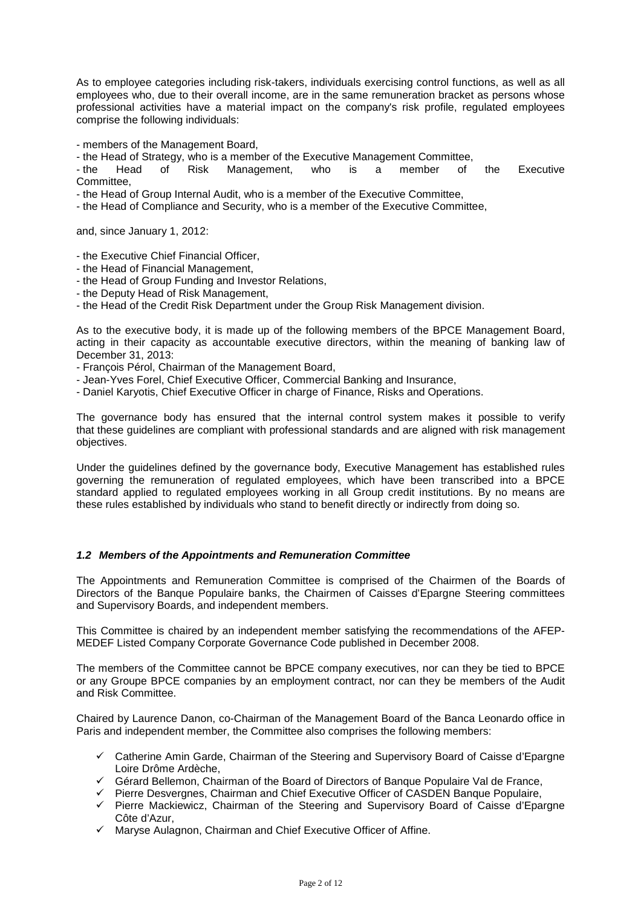As to employee categories including risk-takers, individuals exercising control functions, as well as all employees who, due to their overall income, are in the same remuneration bracket as persons whose professional activities have a material impact on the company's risk profile, regulated employees comprise the following individuals:

- members of the Management Board,
- the Head of Strategy, who is a member of the Executive Management Committee,
- the Head of Risk Management, who is a member of the Executive Committee,
- the Head of Group Internal Audit, who is a member of the Executive Committee,
- the Head of Compliance and Security, who is a member of the Executive Committee,

and, since January 1, 2012:

- the Executive Chief Financial Officer,
- the Head of Financial Management,
- the Head of Group Funding and Investor Relations,
- the Deputy Head of Risk Management,
- the Head of the Credit Risk Department under the Group Risk Management division.

As to the executive body, it is made up of the following members of the BPCE Management Board, acting in their capacity as accountable executive directors, within the meaning of banking law of December 31, 2013:

- François Pérol, Chairman of the Management Board,
- Jean-Yves Forel, Chief Executive Officer, Commercial Banking and Insurance,
- Daniel Karyotis, Chief Executive Officer in charge of Finance, Risks and Operations.

The governance body has ensured that the internal control system makes it possible to verify that these guidelines are compliant with professional standards and are aligned with risk management objectives.

Under the guidelines defined by the governance body, Executive Management has established rules governing the remuneration of regulated employees, which have been transcribed into a BPCE standard applied to regulated employees working in all Group credit institutions. By no means are these rules established by individuals who stand to benefit directly or indirectly from doing so.

### *1.2 Members of the Appointments and Remuneration Committee*

The Appointments and Remuneration Committee is comprised of the Chairmen of the Boards of Directors of the Banque Populaire banks, the Chairmen of Caisses d'Epargne Steering committees and Supervisory Boards, and independent members.

This Committee is chaired by an independent member satisfying the recommendations of the AFEP-MEDEF Listed Company Corporate Governance Code published in December 2008.

The members of the Committee cannot be BPCE company executives, nor can they be tied to BPCE or any Groupe BPCE companies by an employment contract, nor can they be members of the Audit and Risk Committee.

Chaired by Laurence Danon, co-Chairman of the Management Board of the Banca Leonardo office in Paris and independent member, the Committee also comprises the following members:

- ✓ Catherine Amin Garde, Chairman of the Steering and Supervisory Board of Caisse d'Epargne Loire Drôme Ardèche,
- ✓ Gérard Bellemon, Chairman of the Board of Directors of Banque Populaire Val de France,
- ✓ Pierre Desvergnes, Chairman and Chief Executive Officer of CASDEN Banque Populaire,
- ✓ Pierre Mackiewicz, Chairman of the Steering and Supervisory Board of Caisse d'Epargne Côte d'Azur,
- ✓ Maryse Aulagnon, Chairman and Chief Executive Officer of Affine.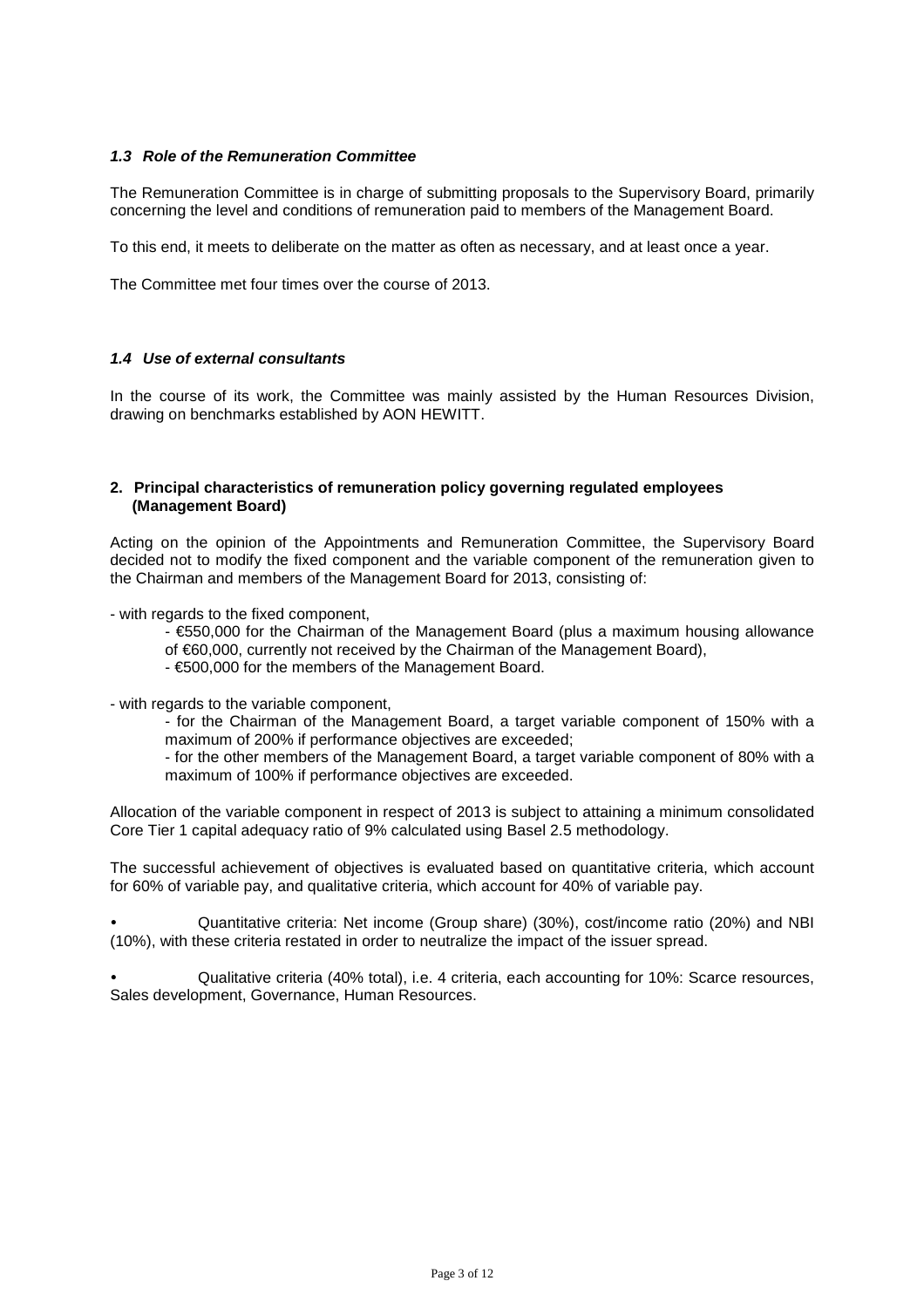### *1.3 Role of the Remuneration Committee*

The Remuneration Committee is in charge of submitting proposals to the Supervisory Board, primarily concerning the level and conditions of remuneration paid to members of the Management Board.

To this end, it meets to deliberate on the matter as often as necessary, and at least once a year.

The Committee met four times over the course of 2013.

### *1.4 Use of external consultants*

In the course of its work, the Committee was mainly assisted by the Human Resources Division, drawing on benchmarks established by AON HEWITT.

## 2. Principal characteristics of remuneration policy governing regulated employees (Management Board)

Acting on the opinion of the Appointments and Remuneration Committee, the Supervisory Board decided not to modify the fixed component and the variable component of the remuneration given to the Chairman and members of the Management Board for 2013, consisting of:

- with regards to the fixed component,
  - €550,000 for the Chairman of the Management Board (plus a maximum housing allowance of €60,000, currently not received by the Chairman of the Management Board),
  - €500,000 for the members of the Management Board.

- with regards to the variable component,
  - for the Chairman of the Management Board, a target variable component of 150% with a maximum of 200% if performance objectives are exceeded;
  - for the other members of the Management Board, a target variable component of 80% with a maximum of 100% if performance objectives are exceeded.

Allocation of the variable component in respect of 2013 is subject to attaining a minimum consolidated Core Tier 1 capital adequacy ratio of 9% calculated using Basel 2.5 methodology.

The successful achievement of objectives is evaluated based on quantitative criteria, which account for 60% of variable pay, and qualitative criteria, which account for 40% of variable pay.

- Quantitative criteria: Net income (Group share) (30%), cost/income ratio (20%) and NBI (10%), with these criteria restated in order to neutralize the impact of the issuer spread.

- Qualitative criteria (40% total), i.e. 4 criteria, each accounting for 10%: Scarce resources, Sales development, Governance, Human Resources.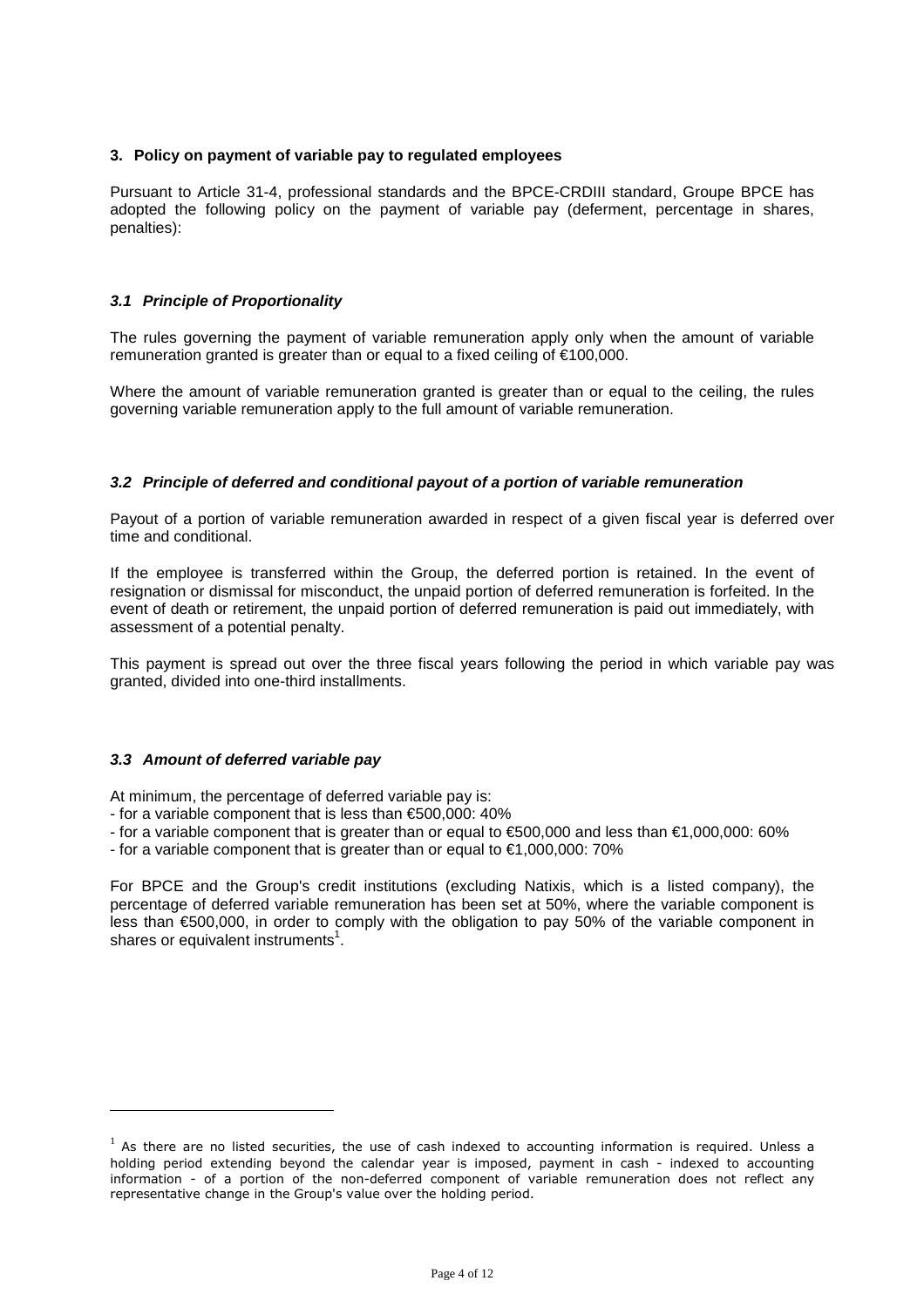## 3. Policy on payment of variable pay to regulated employees

Pursuant to Article 31-4, professional standards and the BPCE-CRDIII standard, Groupe BPCE has adopted the following policy on the payment of variable pay (deferment, percentage in shares, penalties):

### *3.1 Principle of Proportionality*

The rules governing the payment of variable remuneration apply only when the amount of variable remuneration granted is greater than or equal to a fixed ceiling of €100,000.

Where the amount of variable remuneration granted is greater than or equal to the ceiling, the rules governing variable remuneration apply to the full amount of variable remuneration.

### *3.2 Principle of deferred and conditional payout of a portion of variable remuneration*

Payout of a portion of variable remuneration awarded in respect of a given fiscal year is deferred over time and conditional.

If the employee is transferred within the Group, the deferred portion is retained. In the event of resignation or dismissal for misconduct, the unpaid portion of deferred remuneration is forfeited. In the event of death or retirement, the unpaid portion of deferred remuneration is paid out immediately, with assessment of a potential penalty.

This payment is spread out over the three fiscal years following the period in which variable pay was granted, divided into one-third installments.

### *3.3 Amount of deferred variable pay*

At minimum, the percentage of deferred variable pay is:

- for a variable component that is less than €500,000: 40%
- for a variable component that is greater than or equal to €500,000 and less than €1,000,000: 60%
- for a variable component that is greater than or equal to €1,000,000: 70%

For BPCE and the Group's credit institutions (excluding Natixis, which is a listed company), the percentage of deferred variable remuneration has been set at 50%, where the variable component is less than €500,000, in order to comply with the obligation to pay 50% of the variable component in shares or equivalent instruments[1].

[1] As there are no listed securities, the use of cash indexed to accounting information is required. Unless a holding period extending beyond the calendar year is imposed, payment in cash - indexed to accounting information - of a portion of the non-deferred component of variable remuneration does not reflect any representative change in the Group's value over the holding period.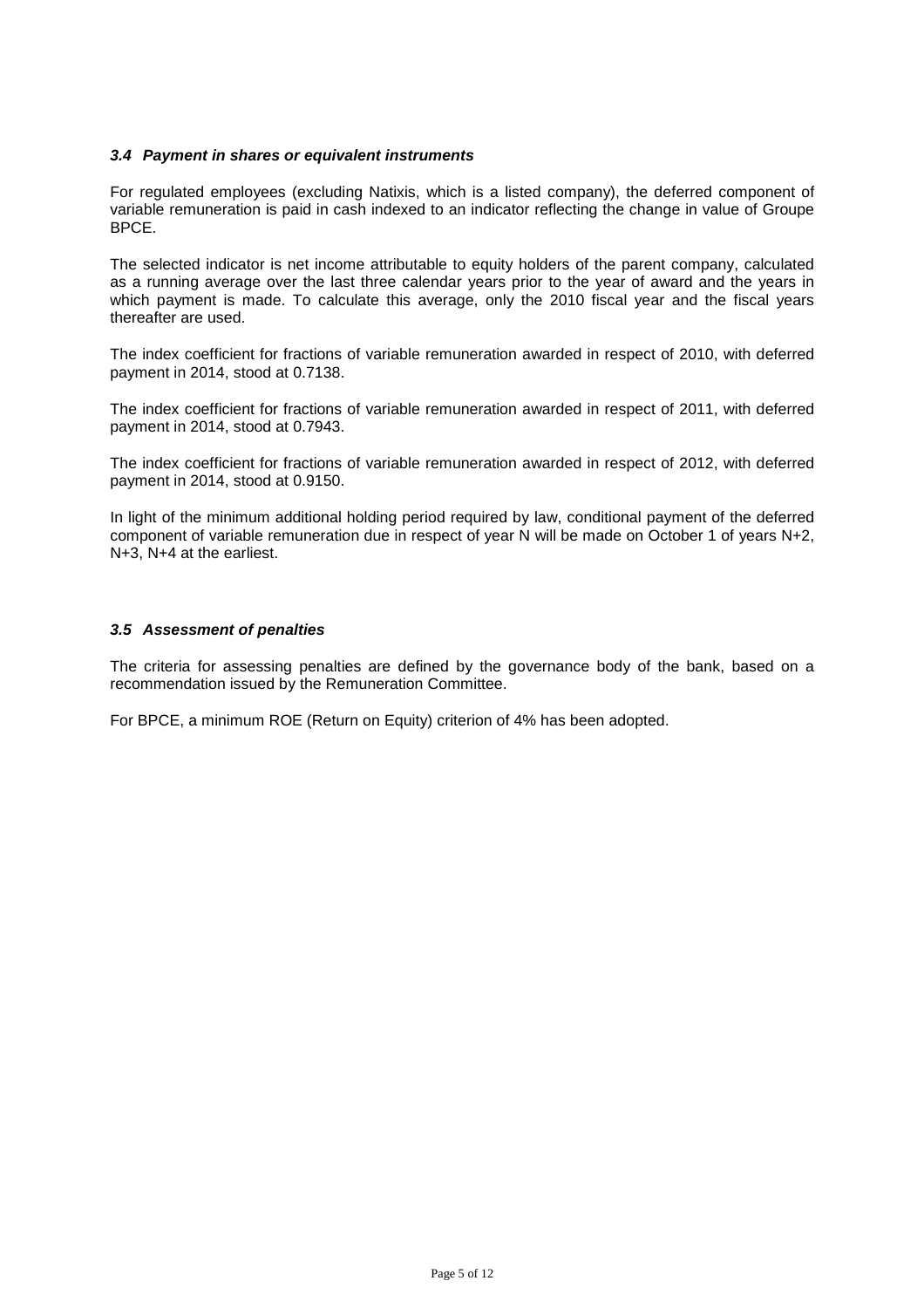### *3.4 Payment in shares or equivalent instruments*

For regulated employees (excluding Natixis, which is a listed company), the deferred component of variable remuneration is paid in cash indexed to an indicator reflecting the change in value of Groupe BPCE.

The selected indicator is net income attributable to equity holders of the parent company, calculated as a running average over the last three calendar years prior to the year of award and the years in which payment is made. To calculate this average, only the 2010 fiscal year and the fiscal years thereafter are used.

The index coefficient for fractions of variable remuneration awarded in respect of 2010, with deferred payment in 2014, stood at 0.7138.

The index coefficient for fractions of variable remuneration awarded in respect of 2011, with deferred payment in 2014, stood at 0.7943.

The index coefficient for fractions of variable remuneration awarded in respect of 2012, with deferred payment in 2014, stood at 0.9150.

In light of the minimum additional holding period required by law, conditional payment of the deferred component of variable remuneration due in respect of year N will be made on October 1 of years N+2, N+3, N+4 at the earliest.

### *3.5 Assessment of penalties*

The criteria for assessing penalties are defined by the governance body of the bank, based on a recommendation issued by the Remuneration Committee.

For BPCE, a minimum ROE (Return on Equity) criterion of 4% has been adopted.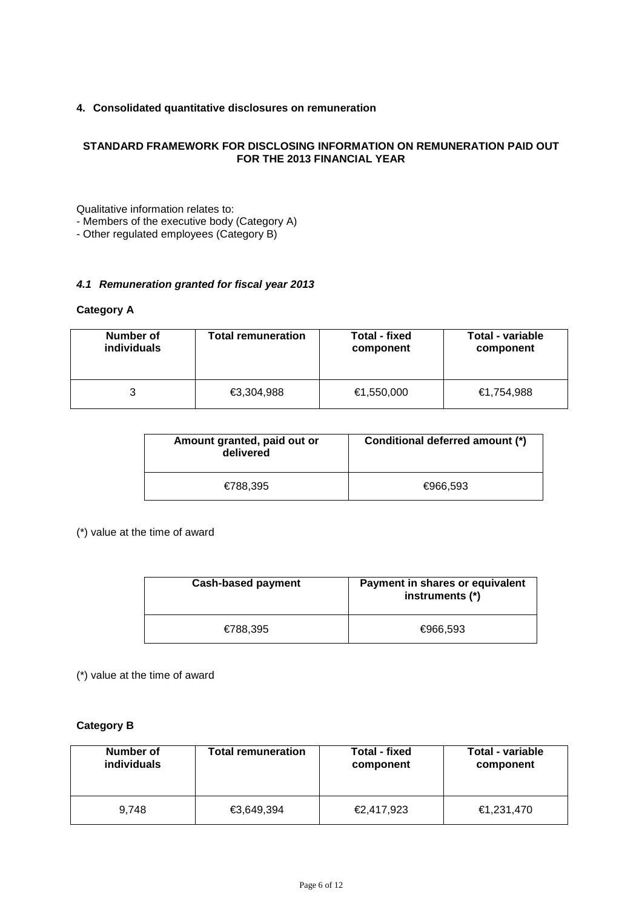## 4. Consolidated quantitative disclosures on remuneration

**STANDARD FRAMEWORK FOR DISCLOSING INFORMATION ON REMUNERATION PAID OUT FOR THE 2013 FINANCIAL YEAR**

Qualitative information relates to:
- Members of the executive body (Category A)
- Other regulated employees (Category B)

### *4.1 Remuneration granted for fiscal year 2013*

**Category A**

| Number of individuals | Total remuneration | Total - fixed component | Total - variable component |
|---|---|---|---|
| 3 | €3,304,988 | €1,550,000 | €1,754,988 |

| Amount granted, paid out or delivered | Conditional deferred amount (*) |
|---|---|
| €788,395 | €966,593 |

(*) value at the time of award

| Cash-based payment | Payment in shares or equivalent instruments (*) |
|---|---|
| €788,395 | €966,593 |

(*) value at the time of award

**Category B**

| Number of individuals | Total remuneration | Total - fixed component | Total - variable component |
|---|---|---|---|
| 9,748 | €3,649,394 | €2,417,923 | €1,231,470 |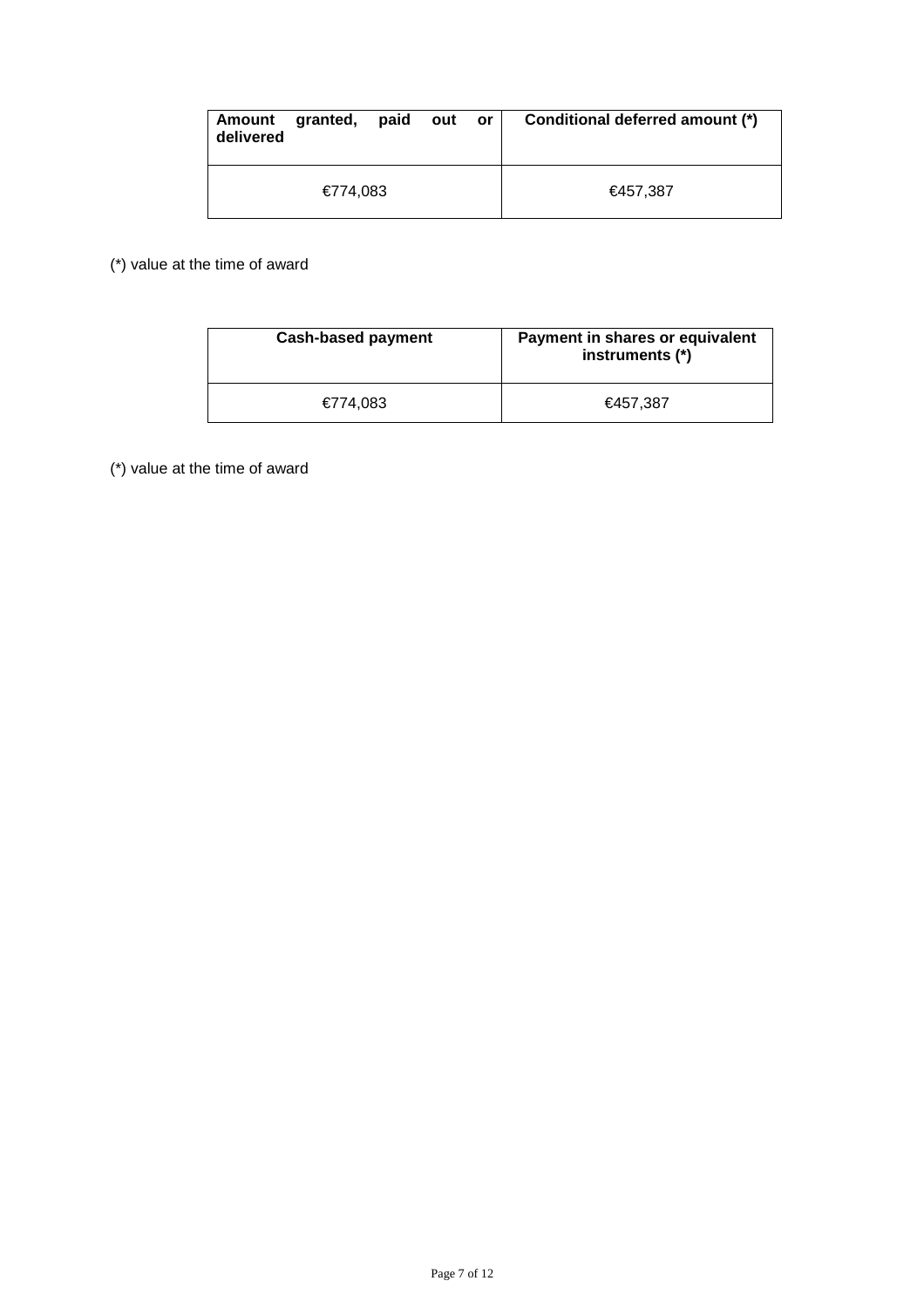| Amount granted, paid out or delivered | Conditional deferred amount (*) |
| --- | --- |
| €774,083 | €457,387 |

(*) value at the time of award

| Cash-based payment | Payment in shares or equivalent instruments (*) |
| --- | --- |
| €774,083 | €457,387 |

(*) value at the time of award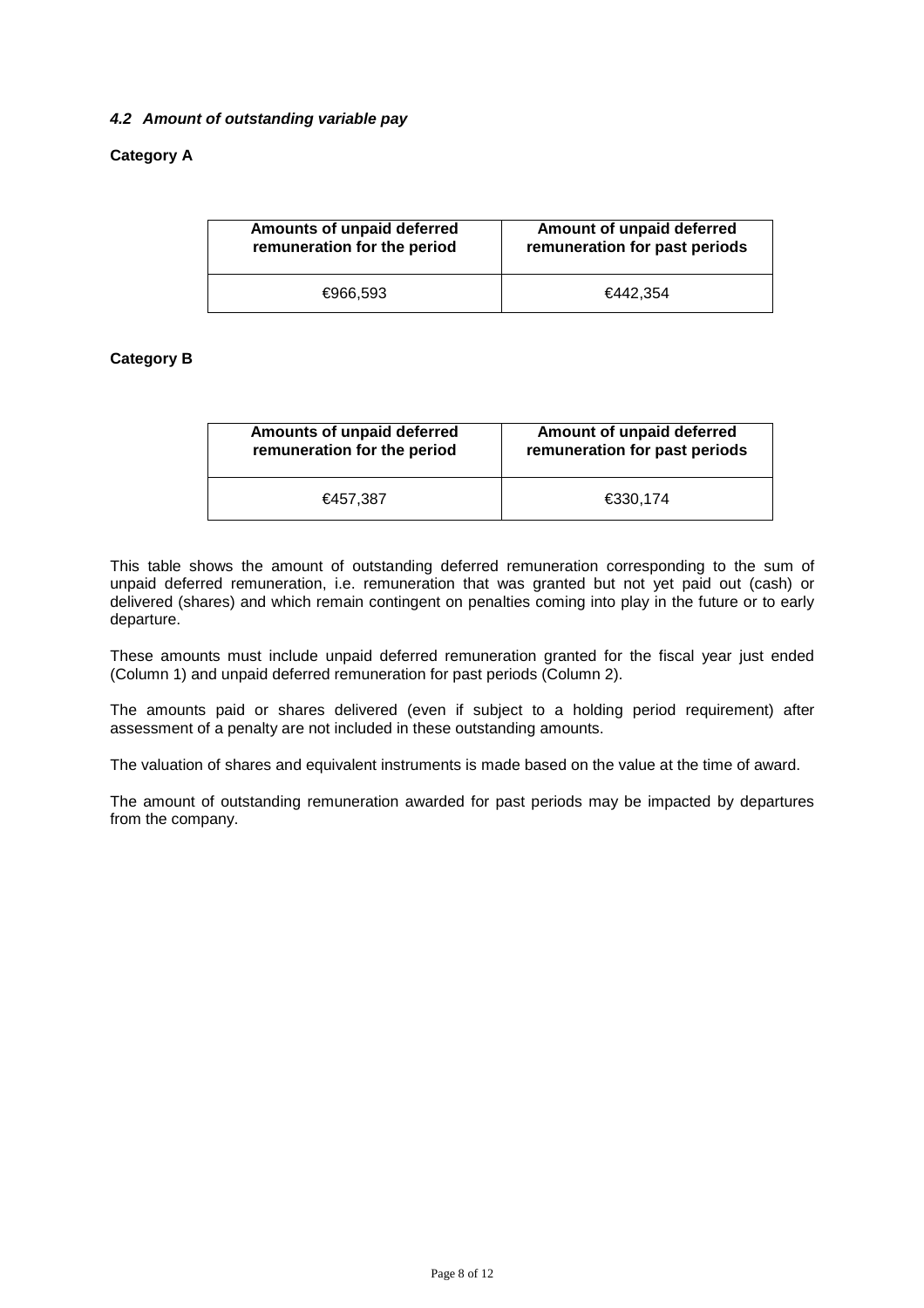### *4.2 Amount of outstanding variable pay*

**Category A**

| Amounts of unpaid deferred remuneration for the period | Amount of unpaid deferred remuneration for past periods |
|---|---|
| €966,593 | €442,354 |

**Category B**

| Amounts of unpaid deferred remuneration for the period | Amount of unpaid deferred remuneration for past periods |
|---|---|
| €457,387 | €330,174 |

This table shows the amount of outstanding deferred remuneration corresponding to the sum of unpaid deferred remuneration, i.e. remuneration that was granted but not yet paid out (cash) or delivered (shares) and which remain contingent on penalties coming into play in the future or to early departure.

These amounts must include unpaid deferred remuneration granted for the fiscal year just ended (Column 1) and unpaid deferred remuneration for past periods (Column 2).

The amounts paid or shares delivered (even if subject to a holding period requirement) after assessment of a penalty are not included in these outstanding amounts.

The valuation of shares and equivalent instruments is made based on the value at the time of award.

The amount of outstanding remuneration awarded for past periods may be impacted by departures from the company.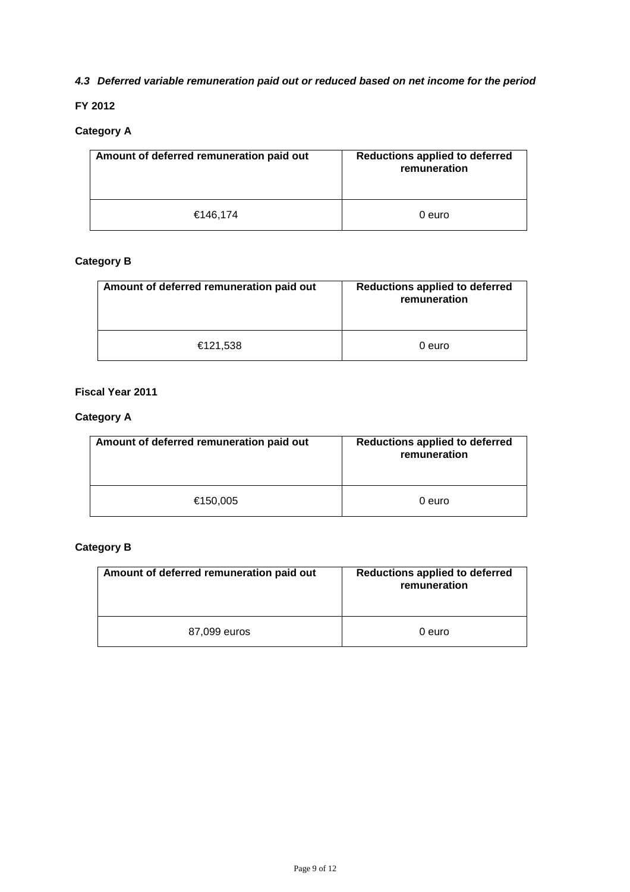### *4.3 Deferred variable remuneration paid out or reduced based on net income for the period*

**FY 2012**

**Category A**

| Amount of deferred remuneration paid out | Reductions applied to deferred remuneration |
|---|---|
| €146,174 | 0 euro |

**Category B**

| Amount of deferred remuneration paid out | Reductions applied to deferred remuneration |
|---|---|
| €121,538 | 0 euro |

**Fiscal Year 2011**

**Category A**

| Amount of deferred remuneration paid out | Reductions applied to deferred remuneration |
|---|---|
| €150,005 | 0 euro |

**Category B**

| Amount of deferred remuneration paid out | Reductions applied to deferred remuneration |
|---|---|
| 87,099 euros | 0 euro |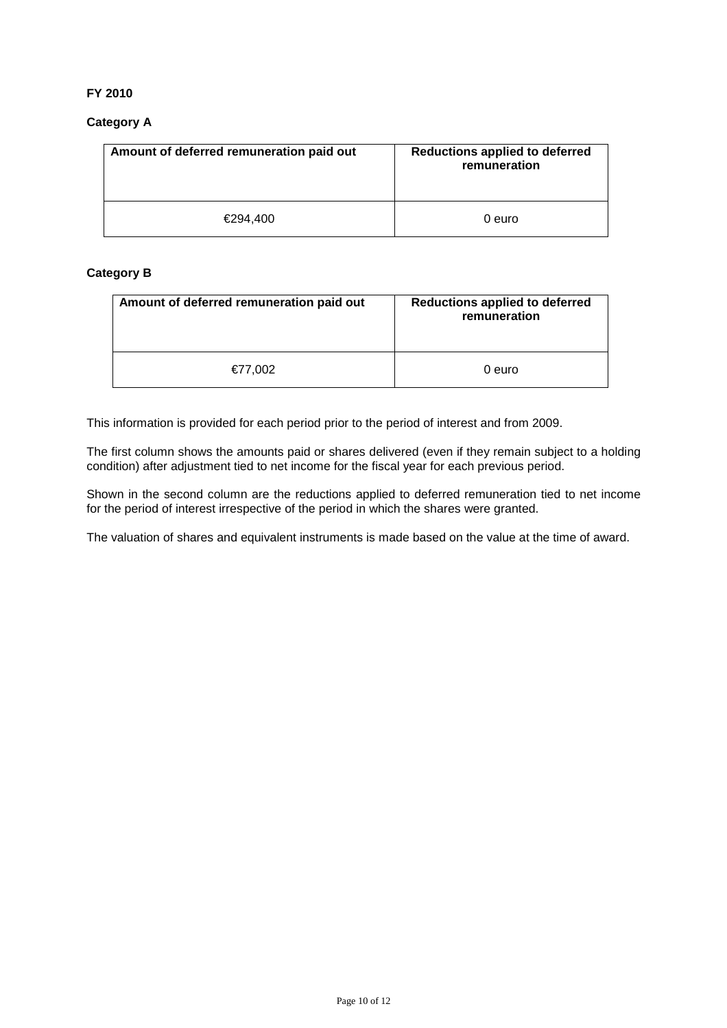**FY 2010**

**Category A**

| Amount of deferred remuneration paid out | Reductions applied to deferred remuneration |
|---|---|
| €294,400 | 0 euro |

**Category B**

| Amount of deferred remuneration paid out | Reductions applied to deferred remuneration |
|---|---|
| €77,002 | 0 euro |

This information is provided for each period prior to the period of interest and from 2009.

The first column shows the amounts paid or shares delivered (even if they remain subject to a holding condition) after adjustment tied to net income for the fiscal year for each previous period.

Shown in the second column are the reductions applied to deferred remuneration tied to net income for the period of interest irrespective of the period in which the shares were granted.

The valuation of shares and equivalent instruments is made based on the value at the time of award.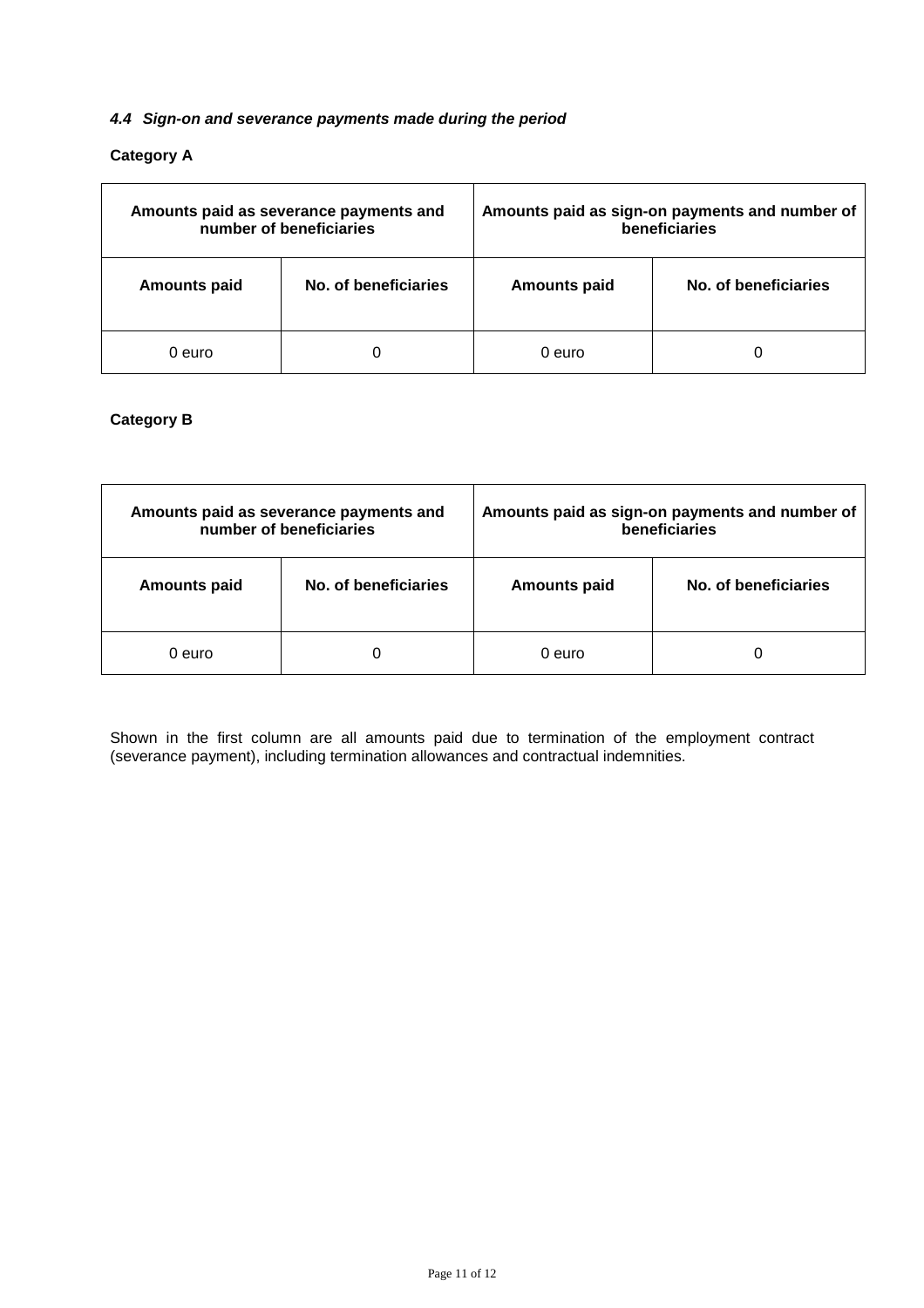#### *4.4 Sign-on and severance payments made during the period*

**Category A**

| Amounts paid as severance payments and number of beneficiaries | | Amounts paid as sign-on payments and number of beneficiaries | |
|---|---|---|---|
| **Amounts paid** | **No. of beneficiaries** | **Amounts paid** | **No. of beneficiaries** |
| 0 euro | 0 | 0 euro | 0 |

**Category B**

| Amounts paid as severance payments and number of beneficiaries | | Amounts paid as sign-on payments and number of beneficiaries | |
|---|---|---|---|
| **Amounts paid** | **No. of beneficiaries** | **Amounts paid** | **No. of beneficiaries** |
| 0 euro | 0 | 0 euro | 0 |

Shown in the first column are all amounts paid due to termination of the employment contract (severance payment), including termination allowances and contractual indemnities.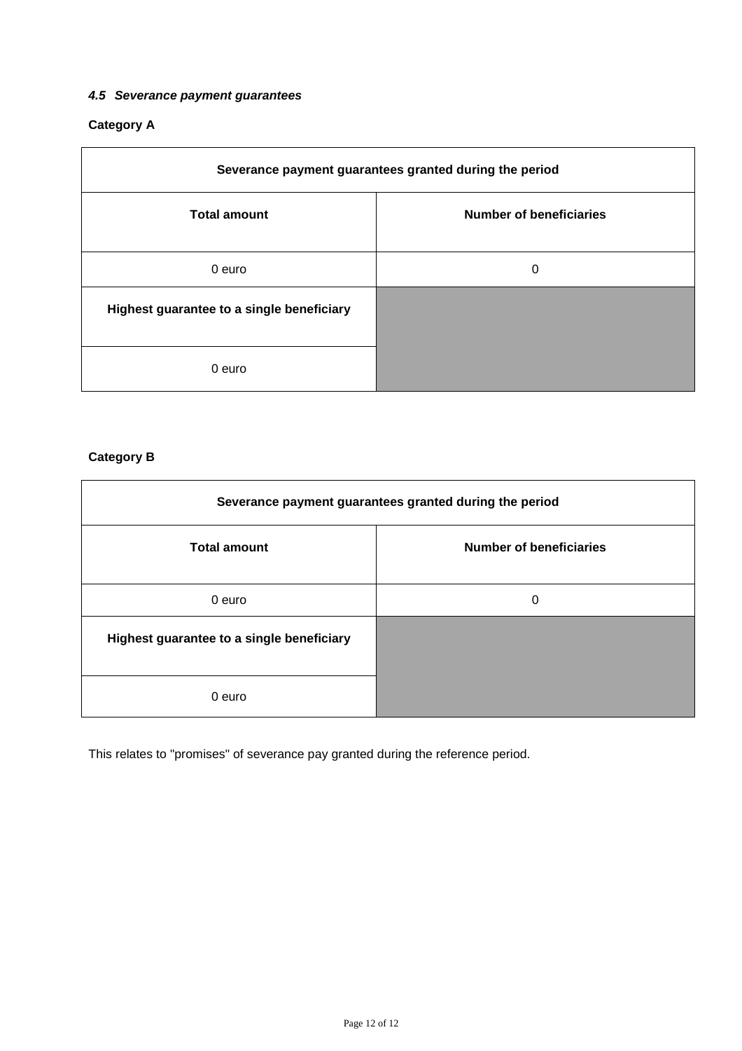### *4.5 Severance payment guarantees*

**Category A**

| Severance payment guarantees granted during the period | |
|---|---|
| **Total amount** | **Number of beneficiaries** |
| 0 euro | 0 |
| **Highest guarantee to a single beneficiary** | |
| 0 euro | |

**Category B**

| Severance payment guarantees granted during the period | |
|---|---|
| **Total amount** | **Number of beneficiaries** |
| 0 euro | 0 |
| **Highest guarantee to a single beneficiary** | |
| 0 euro | |

This relates to "promises" of severance pay granted during the reference period.